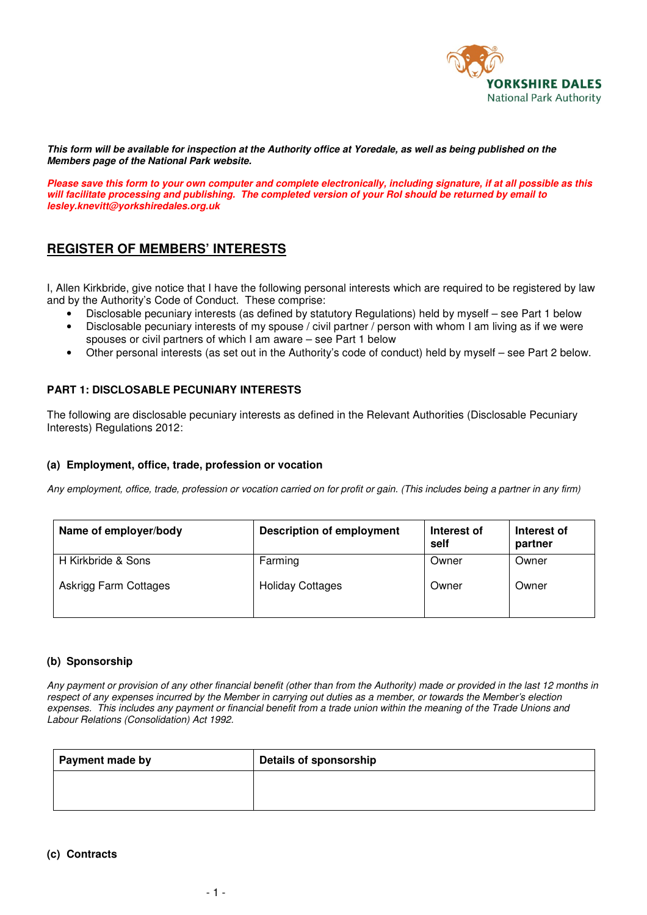YORKSHIRE DALES
National Park Authority

***This form will be available for inspection at the Authority office at Yoredale, as well as being published on the Members page of the National Park website.***

***Please save this form to your own computer and complete electronically, including signature, if at all possible as this will facilitate processing and publishing. The completed version of your RoI should be returned by email to lesley.knevitt@yorkshiredales.org.uk***

## REGISTER OF MEMBERS' INTERESTS

I, Allen Kirkbride, give notice that I have the following personal interests which are required to be registered by law and by the Authority's Code of Conduct. These comprise:

- Disclosable pecuniary interests (as defined by statutory Regulations) held by myself – see Part 1 below
- Disclosable pecuniary interests of my spouse / civil partner / person with whom I am living as if we were spouses or civil partners of which I am aware – see Part 1 below
- Other personal interests (as set out in the Authority's code of conduct) held by myself – see Part 2 below.

### PART 1: DISCLOSABLE PECUNIARY INTERESTS

The following are disclosable pecuniary interests as defined in the Relevant Authorities (Disclosable Pecuniary Interests) Regulations 2012:

#### (a) Employment, office, trade, profession or vocation

*Any employment, office, trade, profession or vocation carried on for profit or gain. (This includes being a partner in any firm)*

| Name of employer/body | Description of employment | Interest of self | Interest of partner |
|---|---|---|---|
| H Kirkbride & Sons | Farming | Owner | Owner |
| Askrigg Farm Cottages | Holiday Cottages | Owner | Owner |

#### (b) Sponsorship

*Any payment or provision of any other financial benefit (other than from the Authority) made or provided in the last 12 months in respect of any expenses incurred by the Member in carrying out duties as a member, or towards the Member's election expenses. This includes any payment or financial benefit from a trade union within the meaning of the Trade Unions and Labour Relations (Consolidation) Act 1992.*

| Payment made by | Details of sponsorship |
|---|---|
| | |

#### (c) Contracts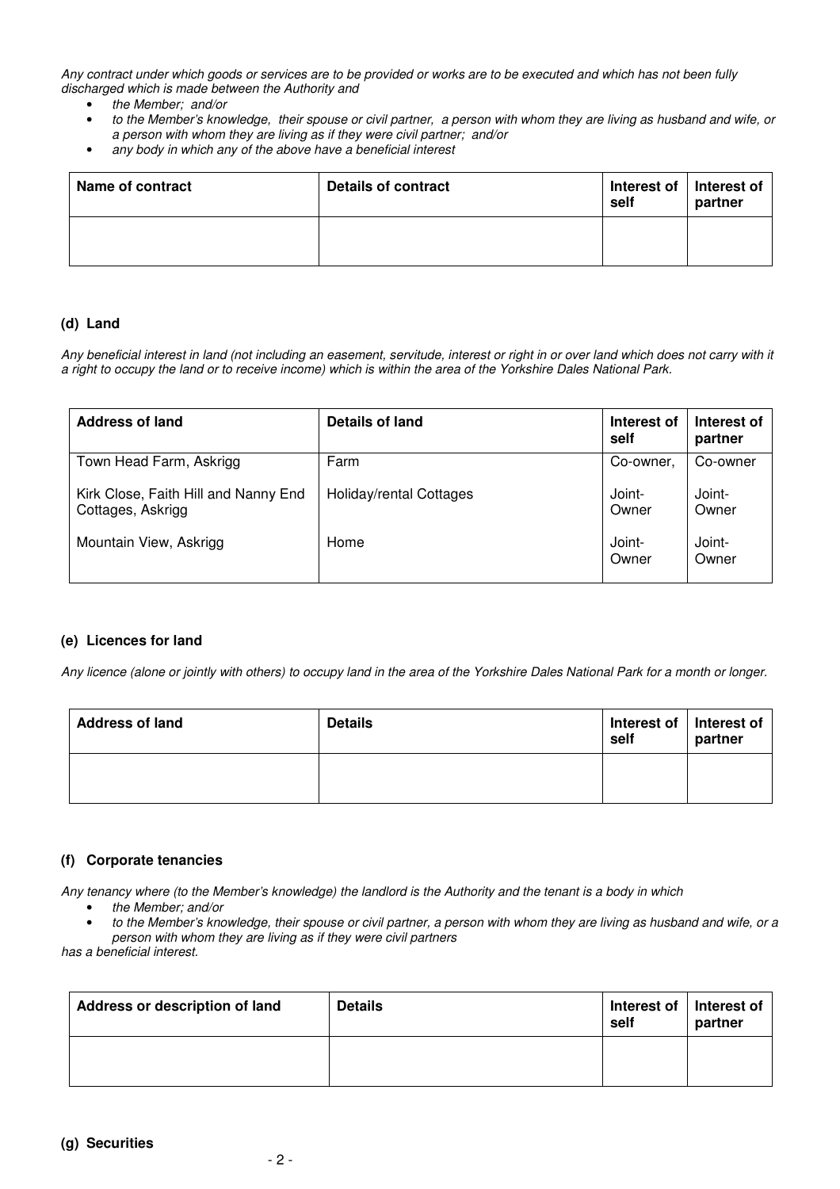*Any contract under which goods or services are to be provided or works are to be executed and which has not been fully discharged which is made between the Authority and*

- *the Member; and/or*
- *to the Member's knowledge, their spouse or civil partner, a person with whom they are living as husband and wife, or a person with whom they are living as if they were civil partner; and/or*
- *any body in which any of the above have a beneficial interest*

| Name of contract | Details of contract | Interest of self | Interest of partner |
|---|---|---|---|
| | | | |

## (d) Land

*Any beneficial interest in land (not including an easement, servitude, interest or right in or over land which does not carry with it a right to occupy the land or to receive income) which is within the area of the Yorkshire Dales National Park.*

| Address of land | Details of land | Interest of self | Interest of partner |
|---|---|---|---|
| Town Head Farm, Askrigg | Farm | Co-owner, | Co-owner |
| Kirk Close, Faith Hill and Nanny End Cottages, Askrigg | Holiday/rental Cottages | Joint-Owner | Joint-Owner |
| Mountain View, Askrigg | Home | Joint-Owner | Joint-Owner |

## (e) Licences for land

*Any licence (alone or jointly with others) to occupy land in the area of the Yorkshire Dales National Park for a month or longer.*

| Address of land | Details | Interest of self | Interest of partner |
|---|---|---|---|
| | | | |

## (f) Corporate tenancies

*Any tenancy where (to the Member's knowledge) the landlord is the Authority and the tenant is a body in which*

- *the Member; and/or*
- *to the Member's knowledge, their spouse or civil partner, a person with whom they are living as husband and wife, or a person with whom they are living as if they were civil partners*

*has a beneficial interest.*

| Address or description of land | Details | Interest of self | Interest of partner |
|---|---|---|---|
| | | | |

## (g) Securities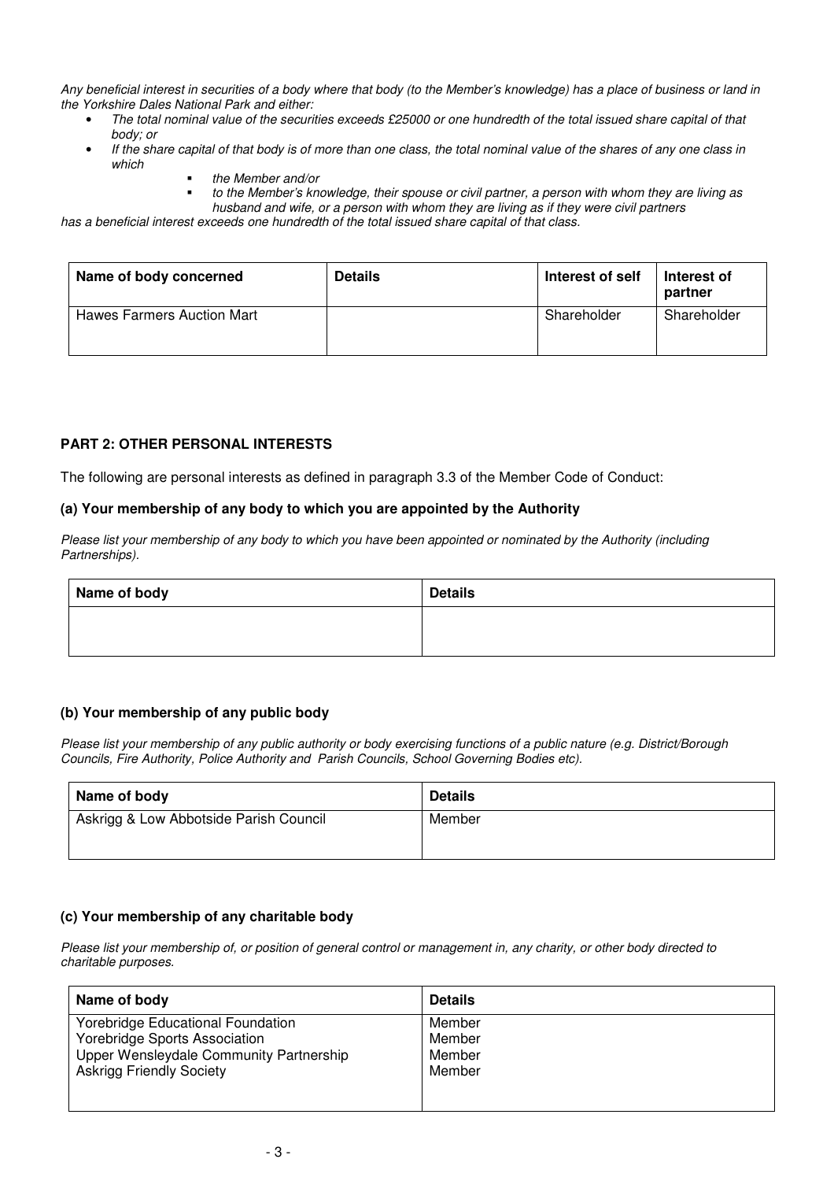*Any beneficial interest in securities of a body where that body (to the Member's knowledge) has a place of business or land in the Yorkshire Dales National Park and either:*

- *The total nominal value of the securities exceeds £25000 or one hundredth of the total issued share capital of that body; or*
- *If the share capital of that body is of more than one class, the total nominal value of the shares of any one class in which*
  - *the Member and/or*
  - *to the Member's knowledge, their spouse or civil partner, a person with whom they are living as husband and wife, or a person with whom they are living as if they were civil partners*

*has a beneficial interest exceeds one hundredth of the total issued share capital of that class.*

| Name of body concerned | Details | Interest of self | Interest of partner |
|---|---|---|---|
| Hawes Farmers Auction Mart | | Shareholder | Shareholder |

**PART 2: OTHER PERSONAL INTERESTS**

The following are personal interests as defined in paragraph 3.3 of the Member Code of Conduct:

**(a) Your membership of any body to which you are appointed by the Authority**

*Please list your membership of any body to which you have been appointed or nominated by the Authority (including Partnerships).*

| Name of body | Details |
|---|---|
| | |

**(b) Your membership of any public body**

*Please list your membership of any public authority or body exercising functions of a public nature (e.g. District/Borough Councils, Fire Authority, Police Authority and Parish Councils, School Governing Bodies etc).*

| Name of body | Details |
|---|---|
| Askrigg & Low Abbotside Parish Council | Member |

**(c) Your membership of any charitable body**

*Please list your membership of, or position of general control or management in, any charity, or other body directed to charitable purposes.*

| Name of body | Details |
|---|---|
| Yorebridge Educational Foundation | Member |
| Yorebridge Sports Association | Member |
| Upper Wensleydale Community Partnership | Member |
| Askrigg Friendly Society | Member |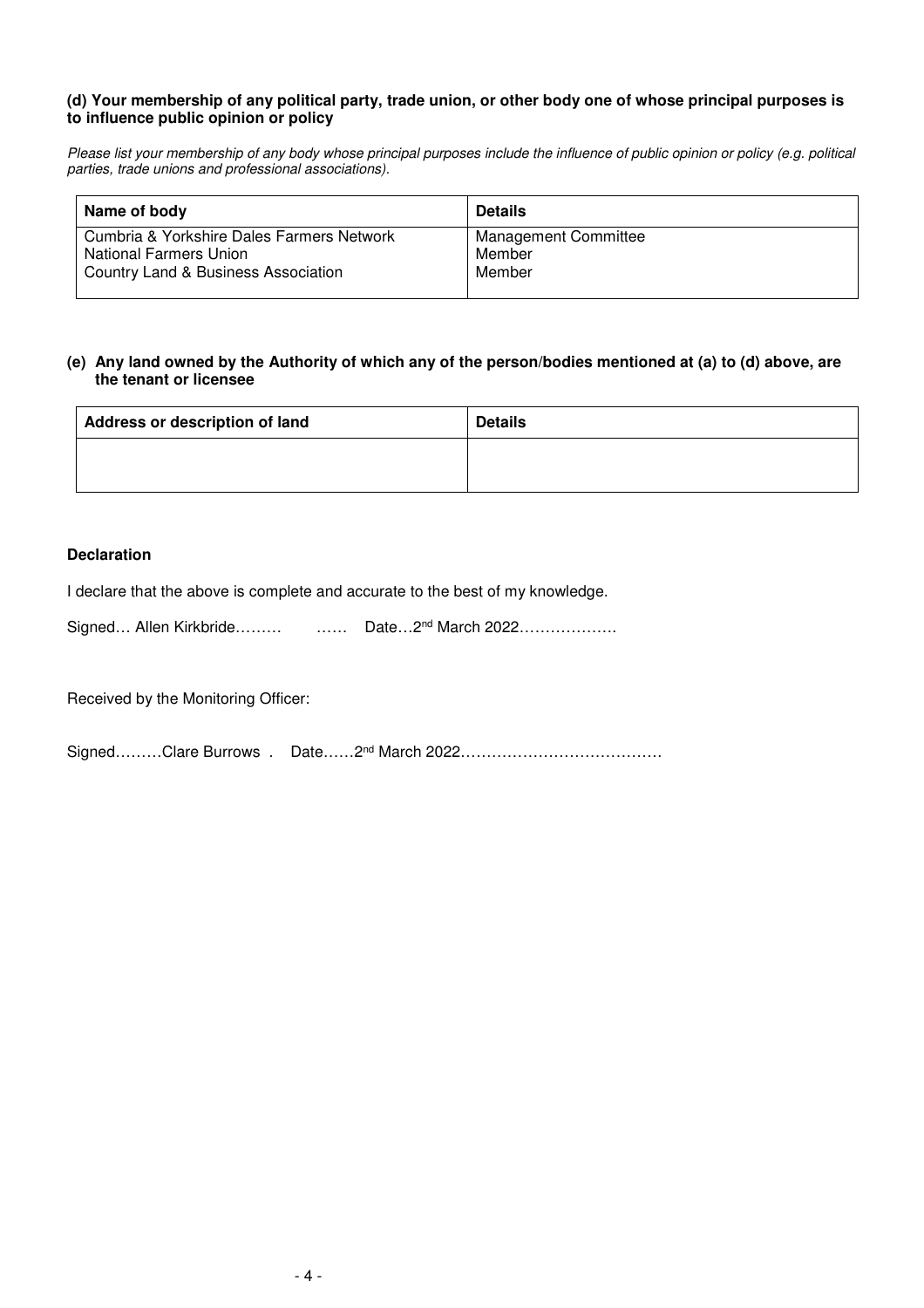**(d) Your membership of any political party, trade union, or other body one of whose principal purposes is to influence public opinion or policy**

*Please list your membership of any body whose principal purposes include the influence of public opinion or policy (e.g. political parties, trade unions and professional associations).*

| Name of body | Details |
|---|---|
| Cumbria & Yorkshire Dales Farmers Network<br>National Farmers Union<br>Country Land & Business Association | Management Committee<br>Member<br>Member |

**(e) Any land owned by the Authority of which any of the person/bodies mentioned at (a) to (d) above, are the tenant or licensee**

| Address or description of land | Details |
|---|---|
| | |

**Declaration**

I declare that the above is complete and accurate to the best of my knowledge.

Signed… Allen Kirkbride……… …… Date…2nd March 2022……………….

Received by the Monitoring Officer:

Signed………Clare Burrows . Date……2nd March 2022…………………………………